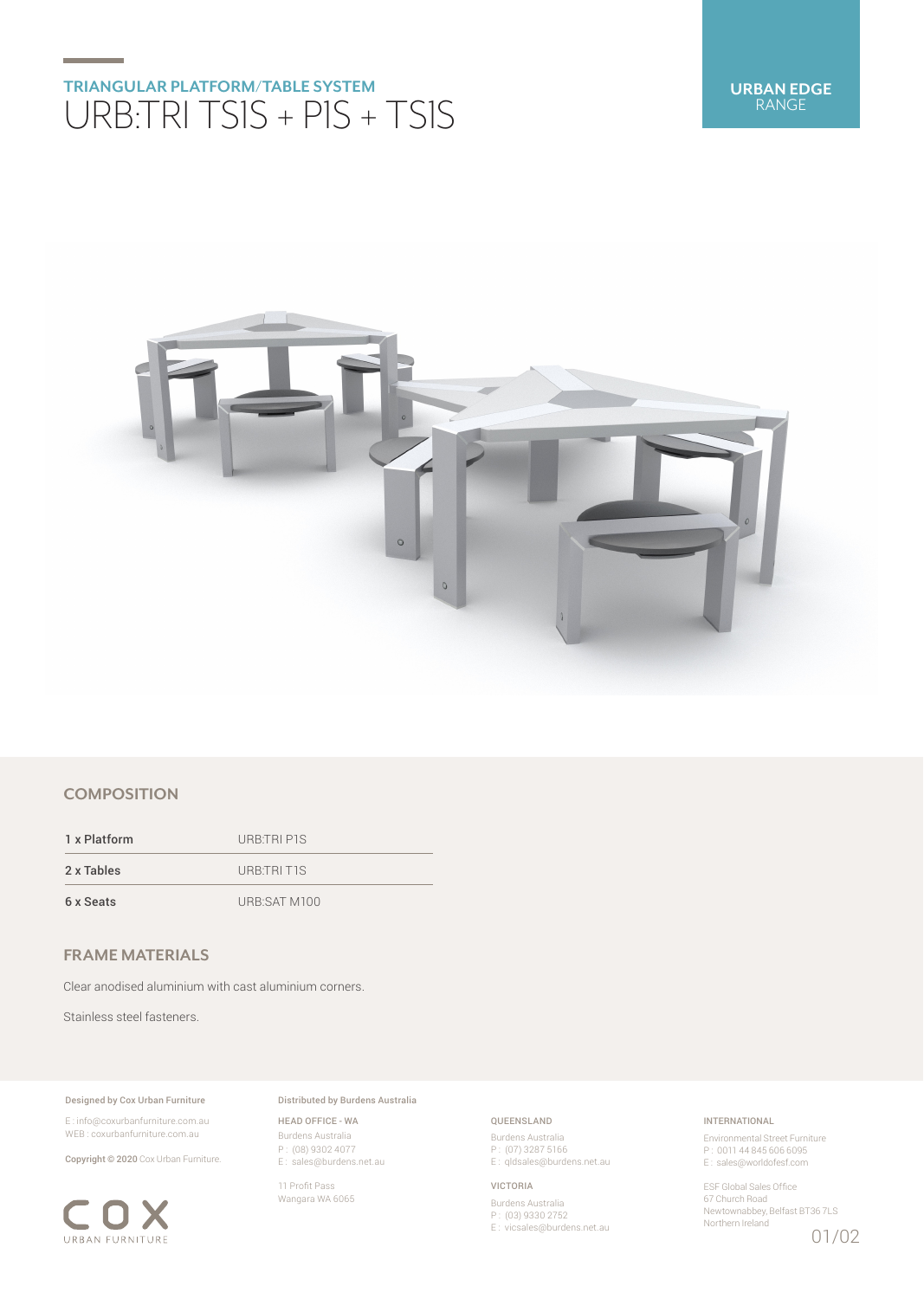**URBAN EDGE** RANGE

## TRIANGULAR PLATFORM/TABLE SYSTEM

# URB:TRI TS1S + P1S + TS1S

## COMPOSITION

| | |
|---|---|
| 1 x Platform | URB:TRI P1S |
| 2 x Tables | URB:TRI T1S |
| 6 x Seats | URB:SAT M100 |

## FRAME MATERIALS

Clear anodised aluminium with cast aluminium corners.

Stainless steel fasteners.

**Designed by Cox Urban Furniture**

E : info@coxurbanfurniture.com.au
WEB : coxurbanfurniture.com.au

**Copyright © 2020** Cox Urban Furniture.

COX
URBAN FURNITURE

**Distributed by Burdens Australia**

HEAD OFFICE - WA
Burdens Australia
P : (08) 9302 4077
E : sales@burdens.net.au

11 Profit Pass
Wangara WA 6065

QUEENSLAND
Burdens Australia
P : (07) 3287 5166
E : qldsales@burdens.net.au

VICTORIA
Burdens Australia
P : (03) 9330 2752
E : vicsales@burdens.net.au

INTERNATIONAL
Environmental Street Furniture
P : 0011 44 845 606 6095
E : sales@worldofesf.com

ESF Global Sales Office
67 Church Road
Newtownabbey, Belfast BT36 7LS
Northern Ireland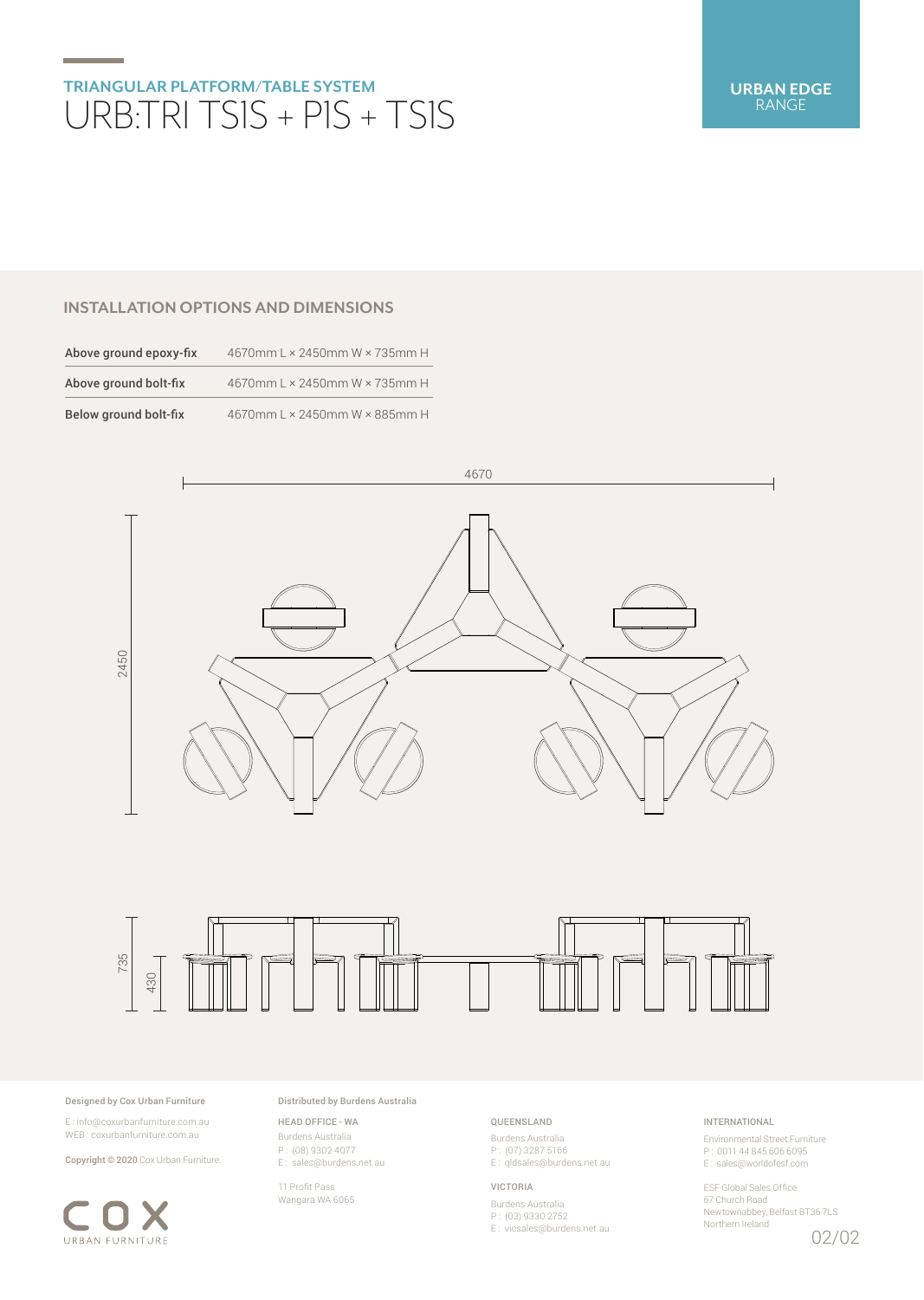**TRIANGULAR PLATFORM/TABLE SYSTEM**

# URB:TRI TS1S + P1S + TS1S

**URBAN EDGE** RANGE

## INSTALLATION OPTIONS AND DIMENSIONS

| | |
|---|---|
| Above ground epoxy-fix | 4670mm L × 2450mm W × 735mm H |
| Above ground bolt-fix | 4670mm L × 2450mm W × 735mm H |
| Below ground bolt-fix | 4670mm L × 2450mm W × 885mm H |

4670

2450

735

430

**Designed by Cox Urban Furniture**

E : info@coxurbanfurniture.com.au
WEB : coxurbanfurniture.com.au

**Copyright © 2020** Cox Urban Furniture.

COX URBAN FURNITURE

**Distributed by Burdens Australia**

HEAD OFFICE - WA
Burdens Australia
P : (08) 9302 4077
E : sales@burdens.net.au

11 Profit Pass
Wangara WA 6065

QUEENSLAND
Burdens Australia
P : (07) 3287 5166
E : qldsales@burdens.net.au

VICTORIA
Burdens Australia
P : (03) 9330 2752
E : vicsales@burdens.net.au

INTERNATIONAL
Environmental Street Furniture
P : 0011 44 845 606 6095
E : sales@worldofesf.com

ESF Global Sales Office
67 Church Road
Newtownabbey, Belfast BT36 7LS
Northern Ireland